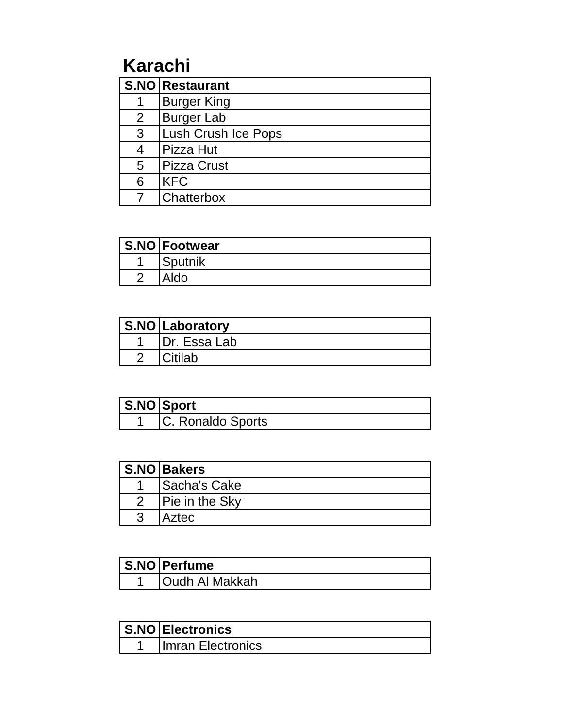# Karachi

| S.NO | Restaurant |
|---|---|
| 1 | Burger King |
| 2 | Burger Lab |
| 3 | Lush Crush Ice Pops |
| 4 | Pizza Hut |
| 5 | Pizza Crust |
| 6 | KFC |
| 7 | Chatterbox |

| S.NO | Footwear |
|---|---|
| 1 | Sputnik |
| 2 | Aldo |

| S.NO | Laboratory |
|---|---|
| 1 | Dr. Essa Lab |
| 2 | Citilab |

| S.NO | Sport |
|---|---|
| 1 | C. Ronaldo Sports |

| S.NO | Bakers |
|---|---|
| 1 | Sacha's Cake |
| 2 | Pie in the Sky |
| 3 | Aztec |

| S.NO | Perfume |
|---|---|
| 1 | Oudh Al Makkah |

| S.NO | Electronics |
|---|---|
| 1 | Imran Electronics |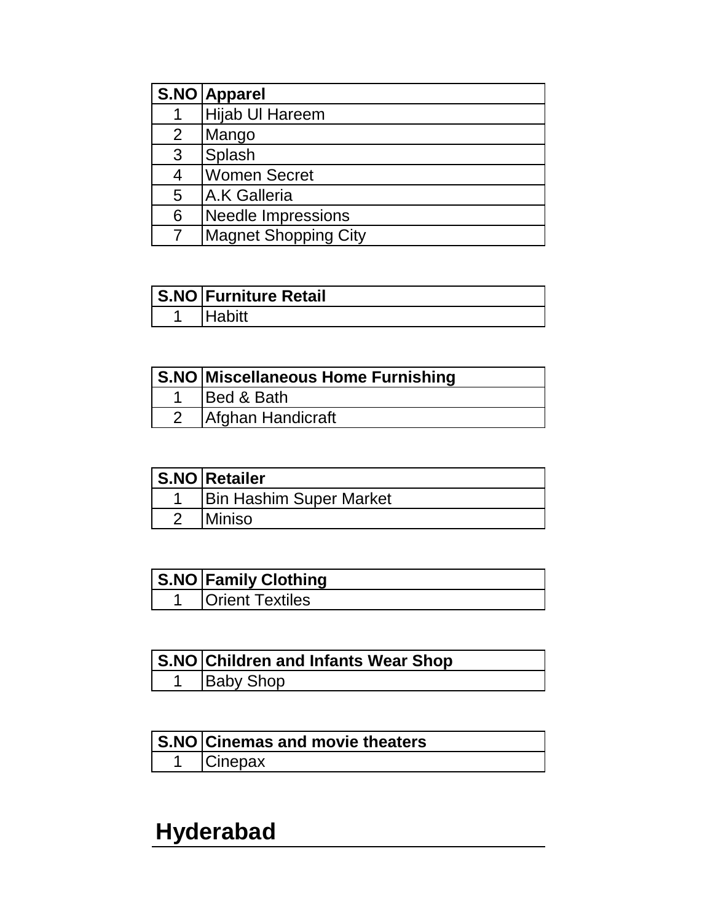| S.NO | Apparel |
| --- | --- |
| 1 | Hijab Ul Hareem |
| 2 | Mango |
| 3 | Splash |
| 4 | Women Secret |
| 5 | A.K Galleria |
| 6 | Needle Impressions |
| 7 | Magnet Shopping City |

| S.NO | Furniture Retail |
| --- | --- |
| 1 | Habitt |

| S.NO | Miscellaneous Home Furnishing |
| --- | --- |
| 1 | Bed & Bath |
| 2 | Afghan Handicraft |

| S.NO | Retailer |
| --- | --- |
| 1 | Bin Hashim Super Market |
| 2 | Miniso |

| S.NO | Family Clothing |
| --- | --- |
| 1 | Orient Textiles |

| S.NO | Children and Infants Wear Shop |
| --- | --- |
| 1 | Baby Shop |

| S.NO | Cinemas and movie theaters |
| --- | --- |
| 1 | Cinepax |

# Hyderabad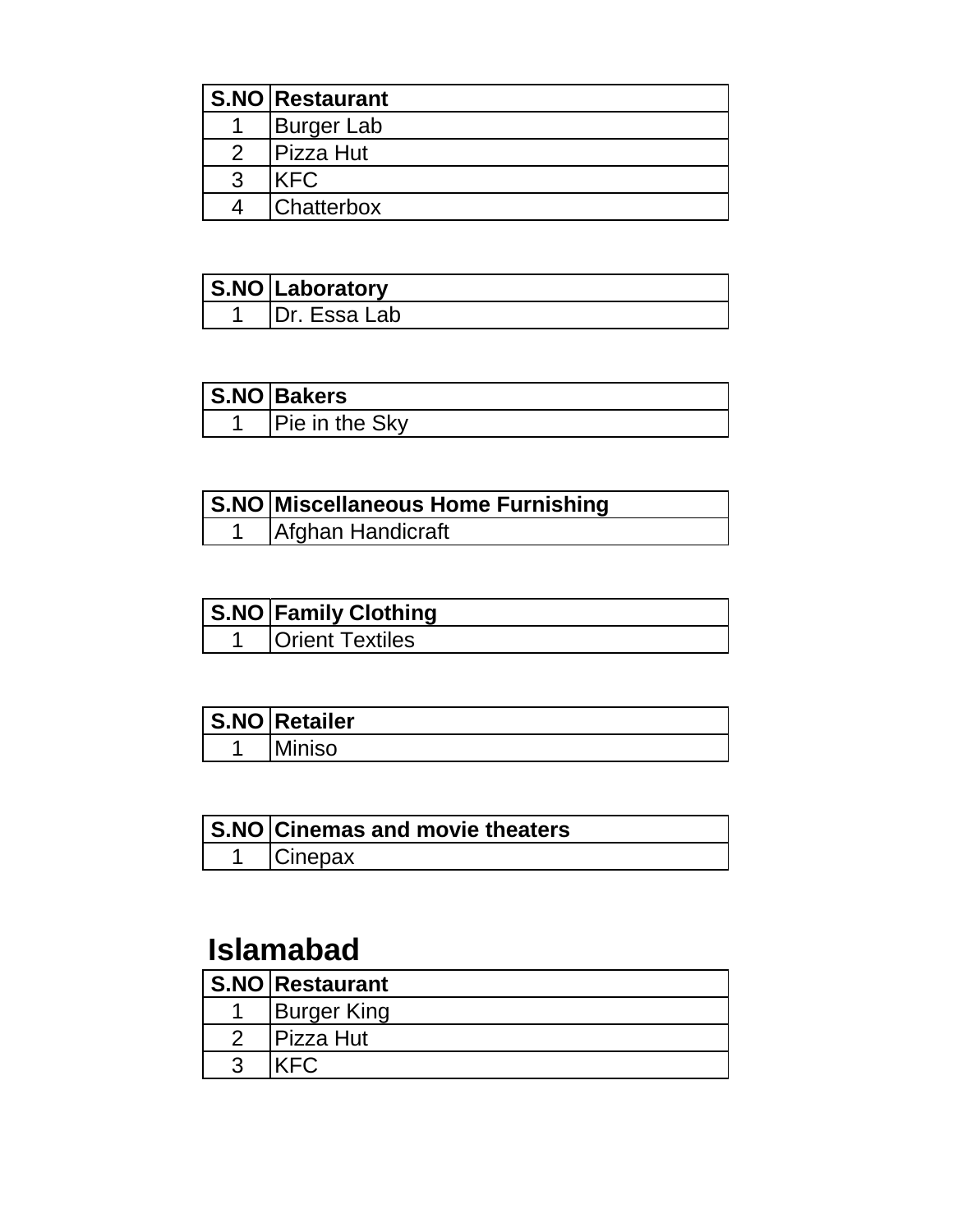| S.NO | Restaurant |
| --- | --- |
| 1 | Burger Lab |
| 2 | Pizza Hut |
| 3 | KFC |
| 4 | Chatterbox |

| S.NO | Laboratory |
| --- | --- |
| 1 | Dr. Essa Lab |

| S.NO | Bakers |
| --- | --- |
| 1 | Pie in the Sky |

| S.NO | Miscellaneous Home Furnishing |
| --- | --- |
| 1 | Afghan Handicraft |

| S.NO | Family Clothing |
| --- | --- |
| 1 | Orient Textiles |

| S.NO | Retailer |
| --- | --- |
| 1 | Miniso |

| S.NO | Cinemas and movie theaters |
| --- | --- |
| 1 | Cinepax |

## Islamabad

| S.NO | Restaurant |
| --- | --- |
| 1 | Burger King |
| 2 | Pizza Hut |
| 3 | KFC |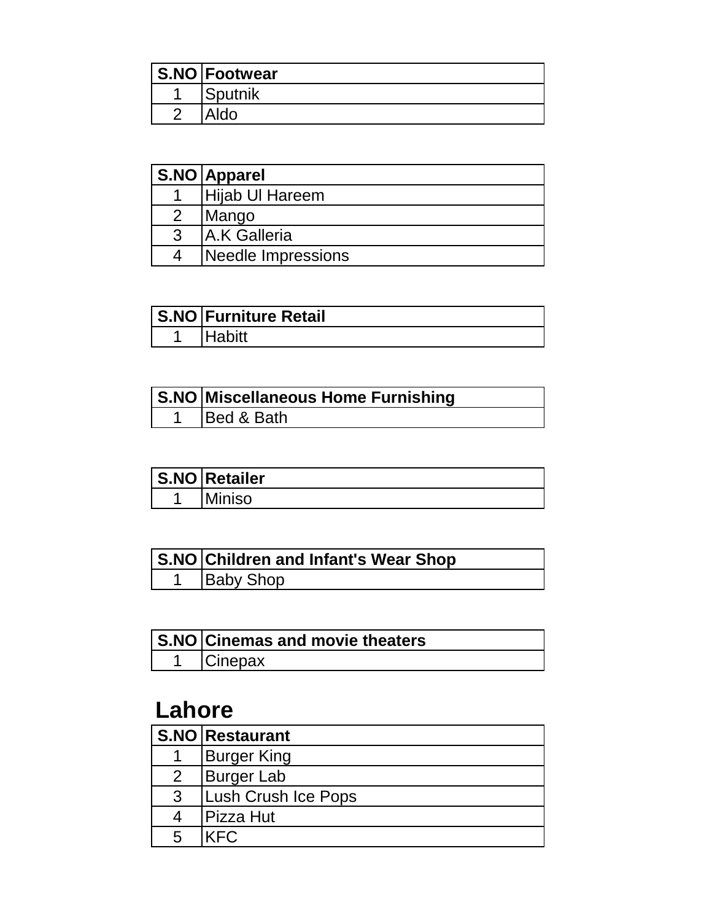| S.NO | Footwear |
| --- | --- |
| 1 | Sputnik |
| 2 | Aldo |

| S.NO | Apparel |
| --- | --- |
| 1 | Hijab Ul Hareem |
| 2 | Mango |
| 3 | A.K Galleria |
| 4 | Needle Impressions |

| S.NO | Furniture Retail |
| --- | --- |
| 1 | Habitt |

| S.NO | Miscellaneous Home Furnishing |
| --- | --- |
| 1 | Bed & Bath |

| S.NO | Retailer |
| --- | --- |
| 1 | Miniso |

| S.NO | Children and Infant's Wear Shop |
| --- | --- |
| 1 | Baby Shop |

| S.NO | Cinemas and movie theaters |
| --- | --- |
| 1 | Cinepax |

## Lahore

| S.NO | Restaurant |
| --- | --- |
| 1 | Burger King |
| 2 | Burger Lab |
| 3 | Lush Crush Ice Pops |
| 4 | Pizza Hut |
| 5 | KFC |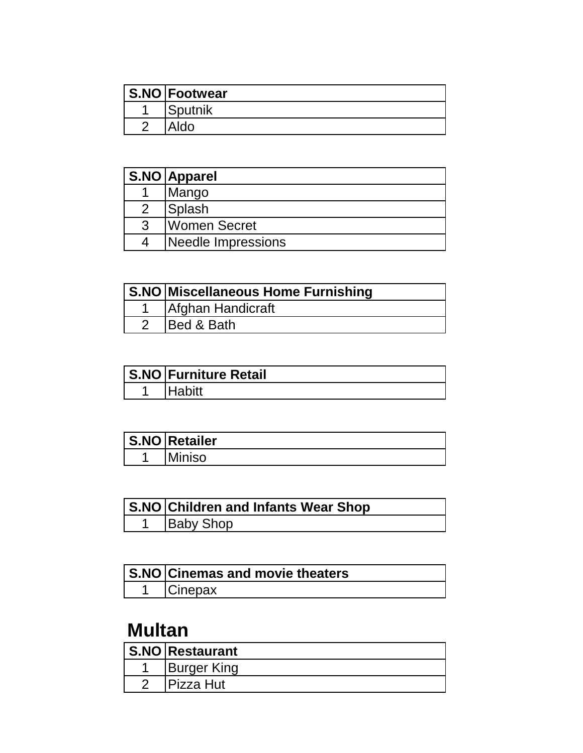| S.NO | Footwear |
|---|---|
| 1 | Sputnik |
| 2 | Aldo |

| S.NO | Apparel |
|---|---|
| 1 | Mango |
| 2 | Splash |
| 3 | Women Secret |
| 4 | Needle Impressions |

| S.NO | Miscellaneous Home Furnishing |
|---|---|
| 1 | Afghan Handicraft |
| 2 | Bed & Bath |

| S.NO | Furniture Retail |
|---|---|
| 1 | Habitt |

| S.NO | Retailer |
|---|---|
| 1 | Miniso |

| S.NO | Children and Infants Wear Shop |
|---|---|
| 1 | Baby Shop |

| S.NO | Cinemas and movie theaters |
|---|---|
| 1 | Cinepax |

## Multan

| S.NO | Restaurant |
|---|---|
| 1 | Burger King |
| 2 | Pizza Hut |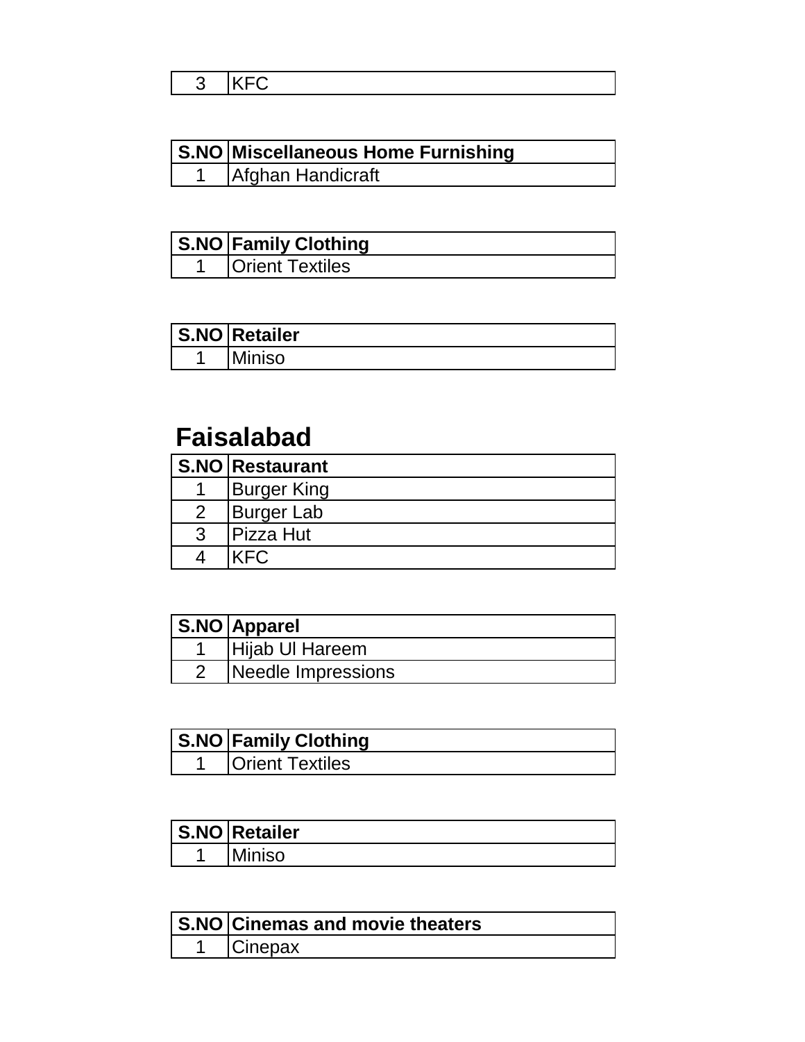| 3 | KFC |
|---|---|

| S.NO | Miscellaneous Home Furnishing |
|---|---|
| 1 | Afghan Handicraft |

| S.NO | Family Clothing |
|---|---|
| 1 | Orient Textiles |

| S.NO | Retailer |
|---|---|
| 1 | Miniso |

## Faisalabad

| S.NO | Restaurant |
|---|---|
| 1 | Burger King |
| 2 | Burger Lab |
| 3 | Pizza Hut |
| 4 | KFC |

| S.NO | Apparel |
|---|---|
| 1 | Hijab Ul Hareem |
| 2 | Needle Impressions |

| S.NO | Family Clothing |
|---|---|
| 1 | Orient Textiles |

| S.NO | Retailer |
|---|---|
| 1 | Miniso |

| S.NO | Cinemas and movie theaters |
|---|---|
| 1 | Cinepax |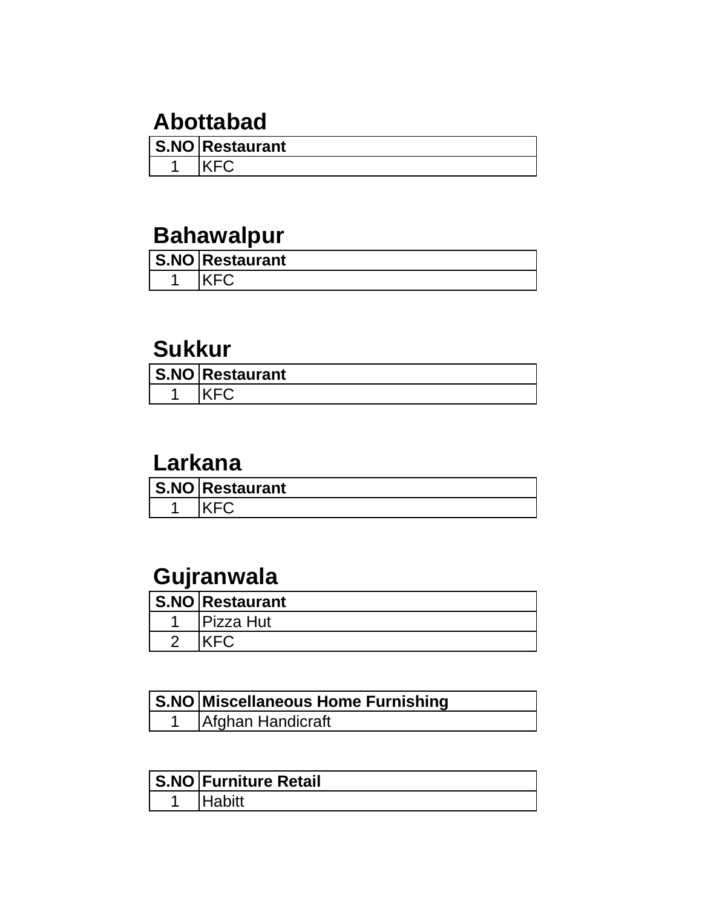## Abottabad

| S.NO | Restaurant |
|---|---|
| 1 | KFC |

## Bahawalpur

| S.NO | Restaurant |
|---|---|
| 1 | KFC |

## Sukkur

| S.NO | Restaurant |
|---|---|
| 1 | KFC |

## Larkana

| S.NO | Restaurant |
|---|---|
| 1 | KFC |

## Gujranwala

| S.NO | Restaurant |
|---|---|
| 1 | Pizza Hut |
| 2 | KFC |

| S.NO | Miscellaneous Home Furnishing |
|---|---|
| 1 | Afghan Handicraft |

| S.NO | Furniture Retail |
|---|---|
| 1 | Habitt |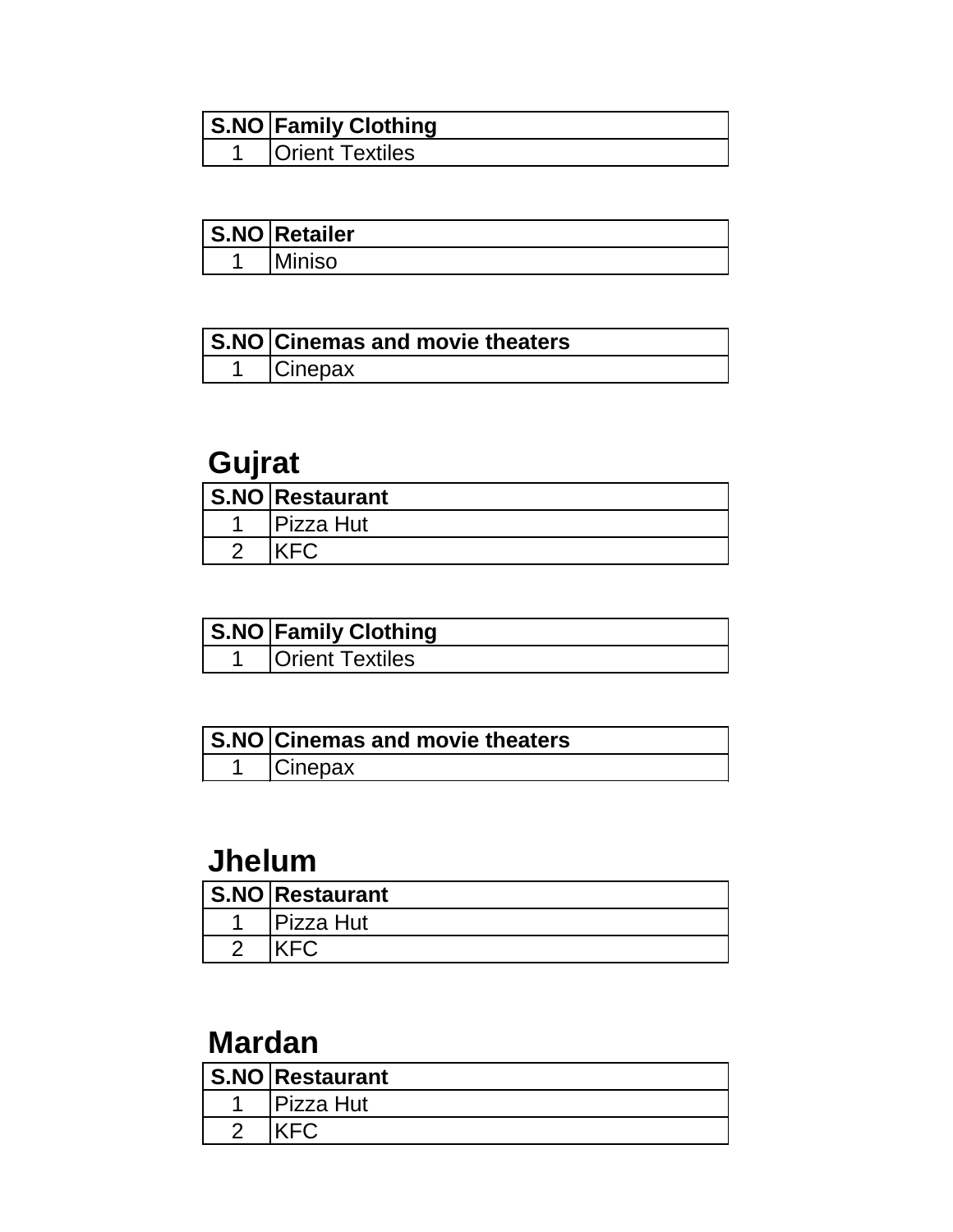| S.NO | Family Clothing |
| --- | --- |
| 1 | Orient Textiles |

| S.NO | Retailer |
| --- | --- |
| 1 | Miniso |

| S.NO | Cinemas and movie theaters |
| --- | --- |
| 1 | Cinepax |

## Gujrat

| S.NO | Restaurant |
| --- | --- |
| 1 | Pizza Hut |
| 2 | KFC |

| S.NO | Family Clothing |
| --- | --- |
| 1 | Orient Textiles |

| S.NO | Cinemas and movie theaters |
| --- | --- |
| 1 | Cinepax |

## Jhelum

| S.NO | Restaurant |
| --- | --- |
| 1 | Pizza Hut |
| 2 | KFC |

## Mardan

| S.NO | Restaurant |
| --- | --- |
| 1 | Pizza Hut |
| 2 | KFC |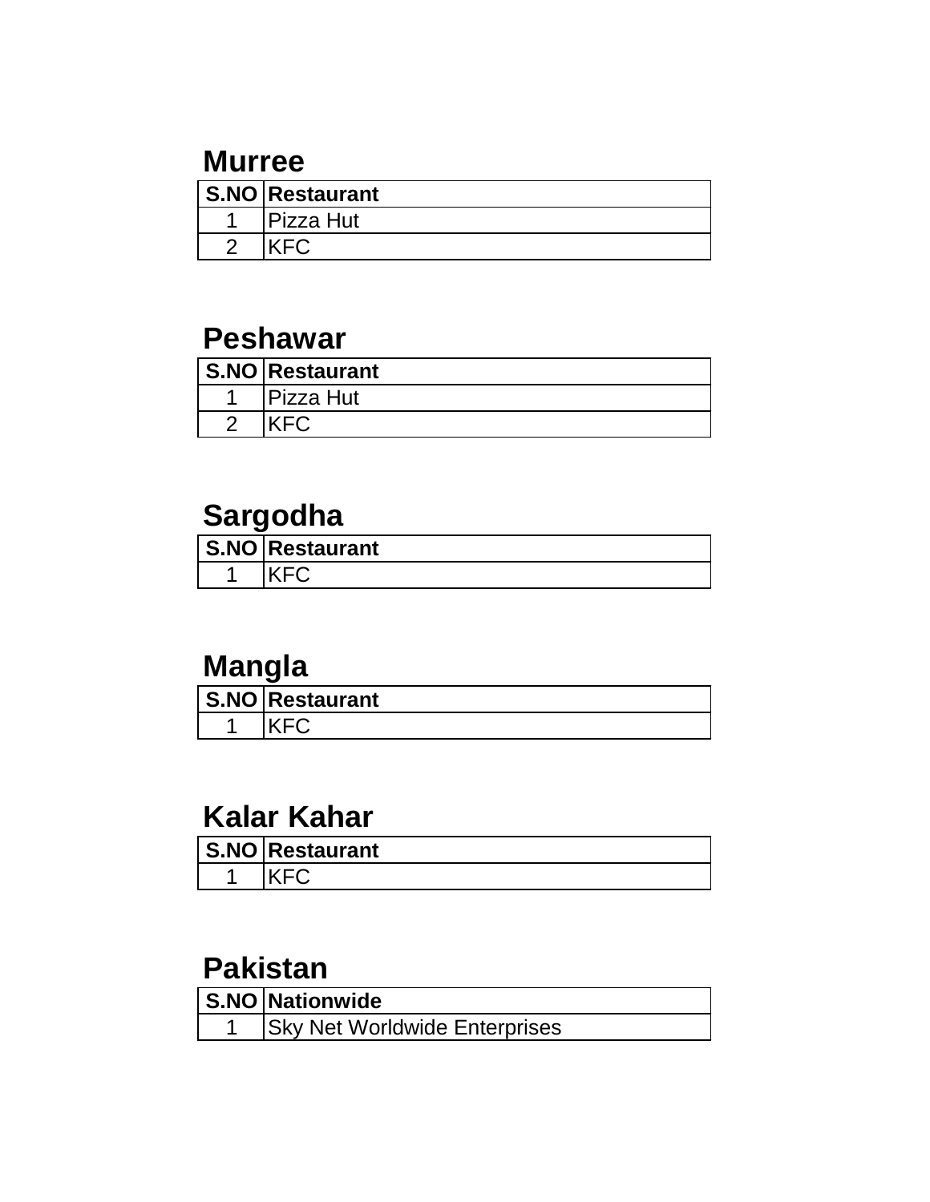## Murree

| S.NO | Restaurant |
| --- | --- |
| 1 | Pizza Hut |
| 2 | KFC |

## Peshawar

| S.NO | Restaurant |
| --- | --- |
| 1 | Pizza Hut |
| 2 | KFC |

## Sargodha

| S.NO | Restaurant |
| --- | --- |
| 1 | KFC |

## Mangla

| S.NO | Restaurant |
| --- | --- |
| 1 | KFC |

## Kalar Kahar

| S.NO | Restaurant |
| --- | --- |
| 1 | KFC |

## Pakistan

| S.NO | Nationwide |
| --- | --- |
| 1 | Sky Net Worldwide Enterprises |